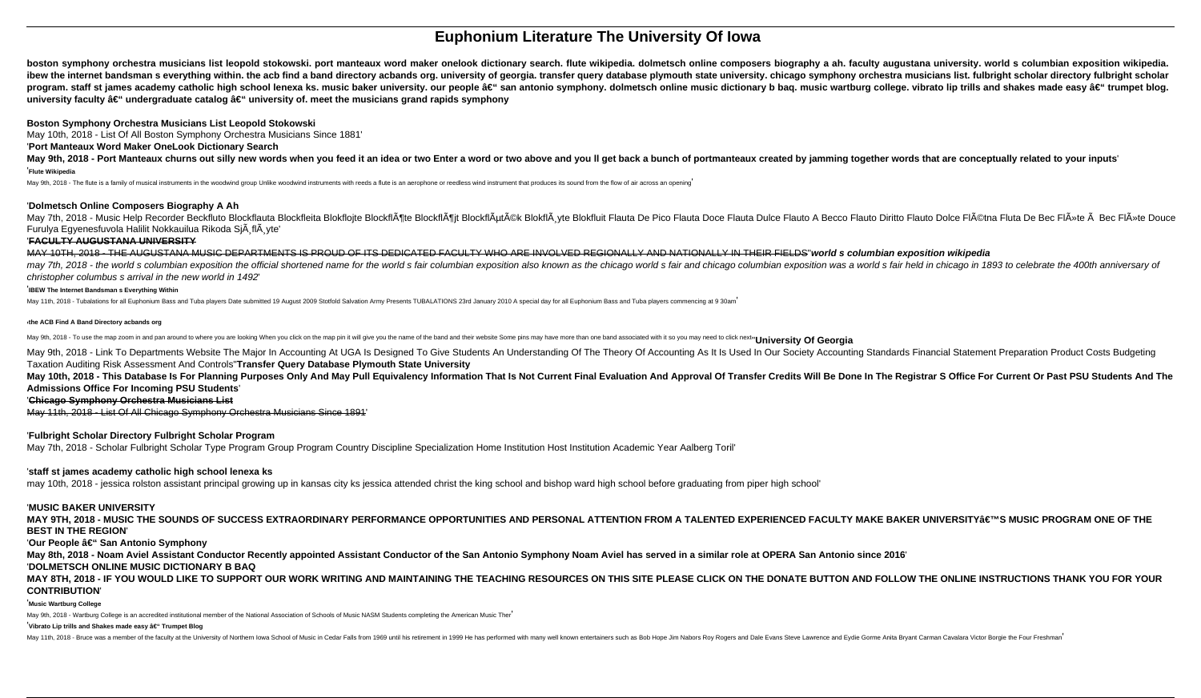# Euphonium Literature The University Of Iowa

**boston symphony orchestra musicians list leopold stokowski. port manteaux word maker onelook dictionary search. flute wikipedia. dolmetsch online composers biography a ah. faculty augustana university. world s columbian exposition wikipedia. ibew the internet bandsman s everything within. the acb find a band directory acbands org. university of georgia. transfer query database plymouth state university. chicago symphony orchestra musicians list. fulbright scholar directory fulbright scholar program. staff st james academy catholic high school lenexa ks. music baker university. our people â€" san antonio symphony. dolmetsch online music dictionary b baq. music wartburg college. vibrato lip trills and shakes made easy â€" trumpet blog. university faculty â€" undergraduate catalog â€" university of. meet the musicians grand rapids symphony**

**Boston Symphony Orchestra Musicians List Leopold Stokowski**

May 10th, 2018 - List Of All Boston Symphony Orchestra Musicians Since 1881'

'**Port Manteaux Word Maker OneLook Dictionary Search**

**May 9th, 2018 - Port Manteaux churns out silly new words when you feed it an idea or two Enter a word or two above and you ll get back a bunch of portmanteaux created by jamming together words that are conceptually related to your inputs**'

'**Flute Wikipedia**

May 9th, 2018 - The flute is a family of musical instruments in the woodwind group Unlike woodwind instruments with reeds a flute is an aerophone or reedless wind instrument that produces its sound from the flow of air across an opening'

'**Dolmetsch Online Composers Biography A Ah**

May 7th, 2018 - Music Help Recorder Beckfluto Blockflauta Blockfleita Blokflojte BlockflÃ¶te BlockflÃ¶jt BlockflÃ¶tÃ©k BlokflÃ¸yte Blokfluit Flauta De Pico Flauta Doce Flauta Dulce Flauto A Becco Flauto Diritto Flauto Dolce FlÃ©tna Fluta De Bec FlÃ»te Ã  Bec FlÃ»te Douce Furulya Egyenesfuvola Halilit Nokkauilua Rikoda SjÃ¸flÃ¸yte'

'**FACULTY AUGUSTANA UNIVERSITY**

MAY 10TH, 2018 - THE AUGUSTANA MUSIC DEPARTMENTS IS PROUD OF ITS DEDICATED FACULTY WHO ARE INVOLVED REGIONALLY AND NATIONALLY IN THEIR FIELDS''***world s columbian exposition wikipedia***

*may 7th, 2018 - the world s columbian exposition the official shortened name for the world s fair columbian exposition also known as the chicago world s fair and chicago columbian exposition was a world s fair held in chicago in 1893 to celebrate the 400th anniversary of christopher columbus s arrival in the new world in 1492*'

'**IBEW The Internet Bandsman s Everything Within**

May 11th, 2018 - Tubalations for all Euphonium Bass and Tuba players Date submitted 19 August 2009 Stotfold Salvation Army Presents TUBALATIONS 23rd January 2010 A special day for all Euphonium Bass and Tuba players commencing at 9 30am'

'**the ACB Find A Band Directory acbands org**

May 9th, 2018 - To use the map zoom in and pan around to where you are looking When you click on the map pin it will give you the name of the band and their website Some pins may have more than one band associated with it so you may need to click next''**University Of Georgia**

May 9th, 2018 - Link To Departments Website The Major In Accounting At UGA Is Designed To Give Students An Understanding Of The Theory Of Accounting As It Is Used In Our Society Accounting Standards Financial Statement Preparation Product Costs Budgeting Taxation Auditing Risk Assessment And Controls''**Transfer Query Database Plymouth State University**

**May 10th, 2018 - This Database Is For Planning Purposes Only And May Pull Equivalency Information That Is Not Current Final Evaluation And Approval Of Transfer Credits Will Be Done In The Registrar S Office For Current Or Past PSU Students And The Admissions Office For Incoming PSU Students**'

'**Chicago Symphony Orchestra Musicians List**

May 11th, 2018 - List Of All Chicago Symphony Orchestra Musicians Since 1891'

'**Fulbright Scholar Directory Fulbright Scholar Program**

May 7th, 2018 - Scholar Fulbright Scholar Type Program Group Program Country Discipline Specialization Home Institution Host Institution Academic Year Aalberg Toril'

'**staff st james academy catholic high school lenexa ks**

may 10th, 2018 - jessica rolston assistant principal growing up in kansas city ks jessica attended christ the king school and bishop ward high school before graduating from piper high school'

'**MUSIC BAKER UNIVERSITY**

**MAY 9TH, 2018 - MUSIC THE SOUNDS OF SUCCESS EXTRAORDINARY PERFORMANCE OPPORTUNITIES AND PERSONAL ATTENTION FROM A TALENTED EXPERIENCED FACULTY MAKE BAKER UNIVERSITYâ€™S MUSIC PROGRAM ONE OF THE BEST IN THE REGION**'

'**Our People â€" San Antonio Symphony**

**May 8th, 2018 - Noam Aviel Assistant Conductor Recently appointed Assistant Conductor of the San Antonio Symphony Noam Aviel has served in a similar role at OPERA San Antonio since 2016**'

'**DOLMETSCH ONLINE MUSIC DICTIONARY B BAQ**

**MAY 8TH, 2018 - IF YOU WOULD LIKE TO SUPPORT OUR WORK WRITING AND MAINTAINING THE TEACHING RESOURCES ON THIS SITE PLEASE CLICK ON THE DONATE BUTTON AND FOLLOW THE ONLINE INSTRUCTIONS THANK YOU FOR YOUR CONTRIBUTION**'

'**Music Wartburg College**

May 9th, 2018 - Wartburg College is an accredited institutional member of the National Association of Schools of Music NASM Students completing the American Music Ther'

'**Vibrato Lip trills and Shakes made easy â€" Trumpet Blog**

May 11th, 2018 - Bruce was a member of the faculty at the University of Northern Iowa School of Music in Cedar Falls from 1969 until his retirement in 1999 He has performed with many well known entertainers such as Bob Hope Jim Nabors Roy Rogers and Dale Evans Steve Lawrence and Eydie Gorme Anita Bryant Carman Cavalara Victor Borgie the Four Freshman'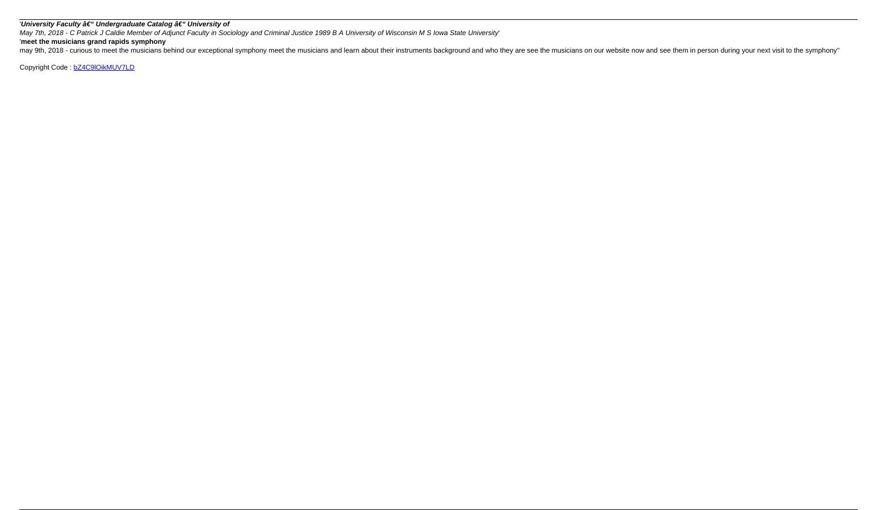'*University Faculty â€“ Undergraduate Catalog â€“ University of*

*May 7th, 2018 - C Patrick J Caldie Member of Adjunct Faculty in Sociology and Criminal Justice 1989 B A University of Wisconsin M S Iowa State University*'

'**meet the musicians grand rapids symphony**

may 9th, 2018 - curious to meet the musicians behind our exceptional symphony meet the musicians and learn about their instruments background and who they are see the musicians on our website now and see them in person during your next visit to the symphony''

Copyright Code : bZ4C9lOikMUV7LD